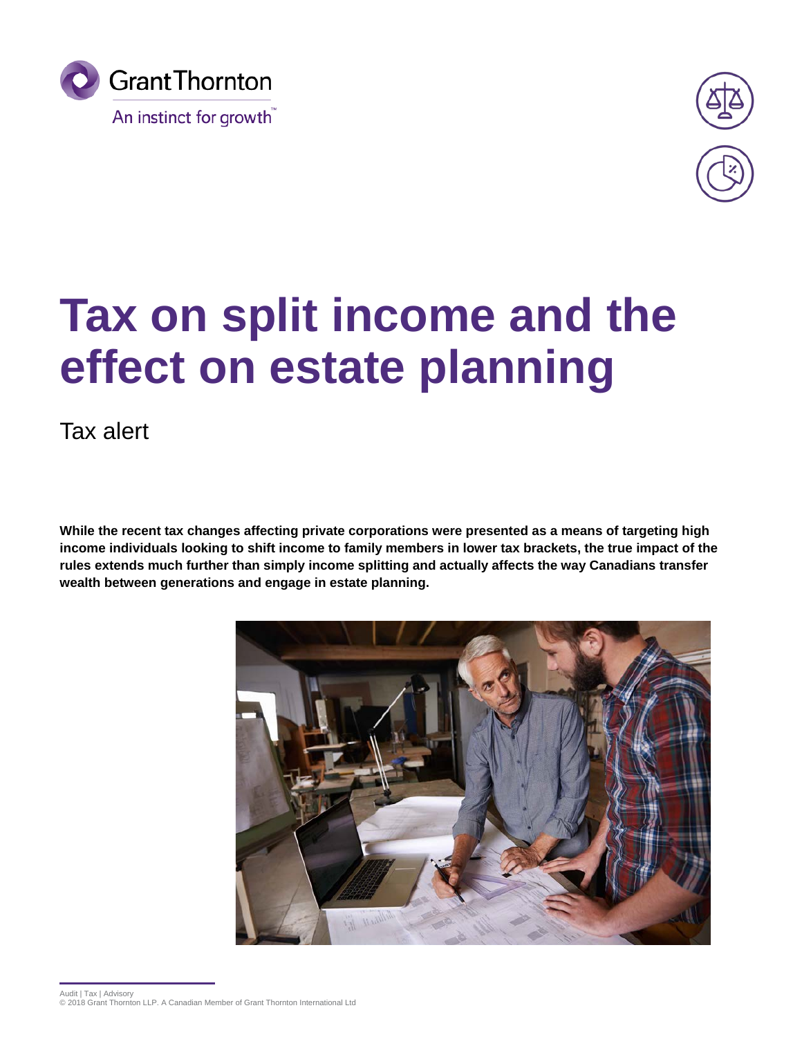Grant Thornton

An instinct for growth™

# Tax on split income and the effect on estate planning

Tax alert

**While the recent tax changes affecting private corporations were presented as a means of targeting high income individuals looking to shift income to family members in lower tax brackets, the true impact of the rules extends much further than simply income splitting and actually affects the way Canadians transfer wealth between generations and engage in estate planning.**

Audit | Tax | Advisory
© 2018 Grant Thornton LLP. A Canadian Member of Grant Thornton International Ltd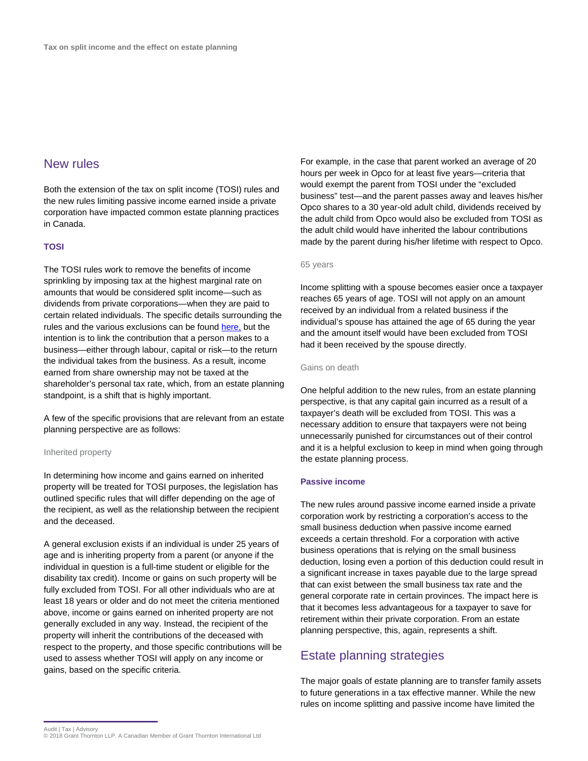## New rules

Both the extension of the tax on split income (TOSI) rules and the new rules limiting passive income earned inside a private corporation have impacted common estate planning practices in Canada.

### TOSI

The TOSI rules work to remove the benefits of income sprinkling by imposing tax at the highest marginal rate on amounts that would be considered split income—such as dividends from private corporations—when they are paid to certain related individuals. The specific details surrounding the rules and the various exclusions can be found [here,](#) but the intention is to link the contribution that a person makes to a business—either through labour, capital or risk—to the return the individual takes from the business. As a result, income earned from share ownership may not be taxed at the shareholder's personal tax rate, which, from an estate planning standpoint, is a shift that is highly important.

A few of the specific provisions that are relevant from an estate planning perspective are as follows:

#### Inherited property

In determining how income and gains earned on inherited property will be treated for TOSI purposes, the legislation has outlined specific rules that will differ depending on the age of the recipient, as well as the relationship between the recipient and the deceased.

A general exclusion exists if an individual is under 25 years of age and is inheriting property from a parent (or anyone if the individual in question is a full-time student or eligible for the disability tax credit). Income or gains on such property will be fully excluded from TOSI. For all other individuals who are at least 18 years or older and do not meet the criteria mentioned above, income or gains earned on inherited property are not generally excluded in any way. Instead, the recipient of the property will inherit the contributions of the deceased with respect to the property, and those specific contributions will be used to assess whether TOSI will apply on any income or gains, based on the specific criteria.

For example, in the case that parent worked an average of 20 hours per week in Opco for at least five years—criteria that would exempt the parent from TOSI under the "excluded business" test—and the parent passes away and leaves his/her Opco shares to a 30 year-old adult child, dividends received by the adult child from Opco would also be excluded from TOSI as the adult child would have inherited the labour contributions made by the parent during his/her lifetime with respect to Opco.

#### 65 years

Income splitting with a spouse becomes easier once a taxpayer reaches 65 years of age. TOSI will not apply on an amount received by an individual from a related business if the individual's spouse has attained the age of 65 during the year and the amount itself would have been excluded from TOSI had it been received by the spouse directly.

#### Gains on death

One helpful addition to the new rules, from an estate planning perspective, is that any capital gain incurred as a result of a taxpayer's death will be excluded from TOSI. This was a necessary addition to ensure that taxpayers were not being unnecessarily punished for circumstances out of their control and it is a helpful exclusion to keep in mind when going through the estate planning process.

### Passive income

The new rules around passive income earned inside a private corporation work by restricting a corporation's access to the small business deduction when passive income earned exceeds a certain threshold. For a corporation with active business operations that is relying on the small business deduction, losing even a portion of this deduction could result in a significant increase in taxes payable due to the large spread that can exist between the small business tax rate and the general corporate rate in certain provinces. The impact here is that it becomes less advantageous for a taxpayer to save for retirement within their private corporation. From an estate planning perspective, this, again, represents a shift.

## Estate planning strategies

The major goals of estate planning are to transfer family assets to future generations in a tax effective manner. While the new rules on income splitting and passive income have limited the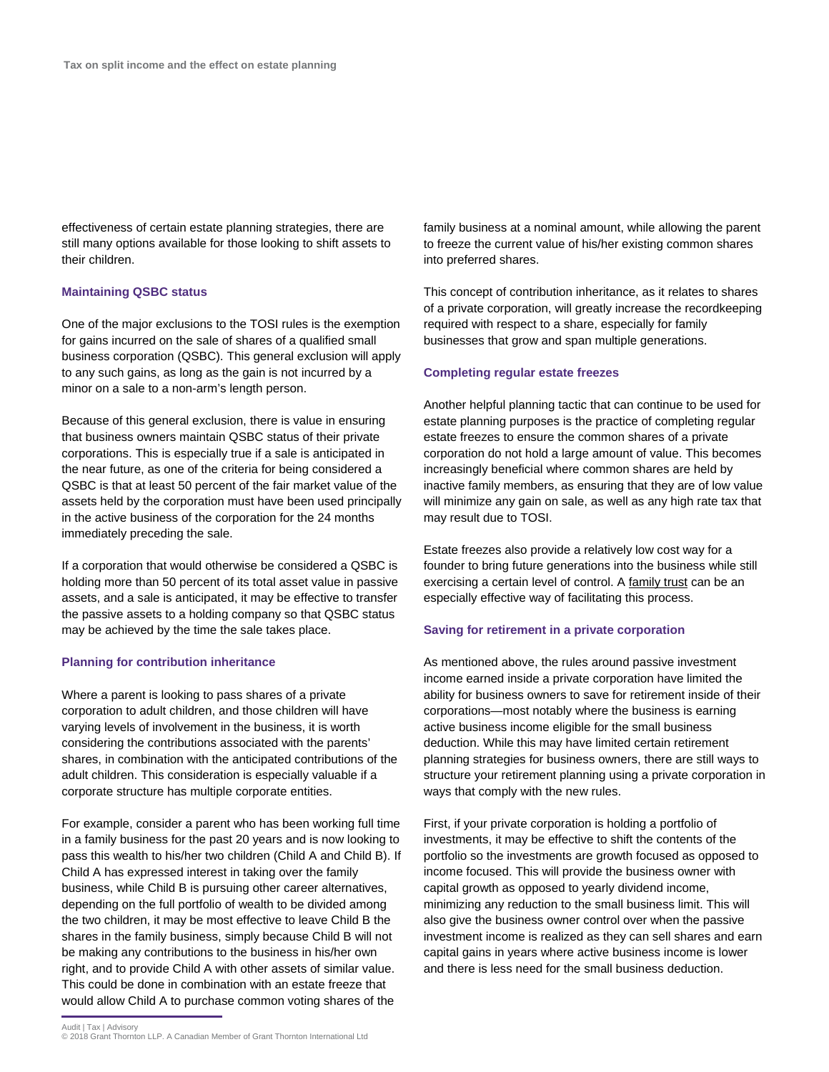effectiveness of certain estate planning strategies, there are still many options available for those looking to shift assets to their children.

### Maintaining QSBC status

One of the major exclusions to the TOSI rules is the exemption for gains incurred on the sale of shares of a qualified small business corporation (QSBC). This general exclusion will apply to any such gains, as long as the gain is not incurred by a minor on a sale to a non-arm's length person.

Because of this general exclusion, there is value in ensuring that business owners maintain QSBC status of their private corporations. This is especially true if a sale is anticipated in the near future, as one of the criteria for being considered a QSBC is that at least 50 percent of the fair market value of the assets held by the corporation must have been used principally in the active business of the corporation for the 24 months immediately preceding the sale.

If a corporation that would otherwise be considered a QSBC is holding more than 50 percent of its total asset value in passive assets, and a sale is anticipated, it may be effective to transfer the passive assets to a holding company so that QSBC status may be achieved by the time the sale takes place.

### Planning for contribution inheritance

Where a parent is looking to pass shares of a private corporation to adult children, and those children will have varying levels of involvement in the business, it is worth considering the contributions associated with the parents' shares, in combination with the anticipated contributions of the adult children. This consideration is especially valuable if a corporate structure has multiple corporate entities.

For example, consider a parent who has been working full time in a family business for the past 20 years and is now looking to pass this wealth to his/her two children (Child A and Child B). If Child A has expressed interest in taking over the family business, while Child B is pursuing other career alternatives, depending on the full portfolio of wealth to be divided among the two children, it may be most effective to leave Child B the shares in the family business, simply because Child B will not be making any contributions to the business in his/her own right, and to provide Child A with other assets of similar value. This could be done in combination with an estate freeze that would allow Child A to purchase common voting shares of the family business at a nominal amount, while allowing the parent to freeze the current value of his/her existing common shares into preferred shares.

This concept of contribution inheritance, as it relates to shares of a private corporation, will greatly increase the recordkeeping required with respect to a share, especially for family businesses that grow and span multiple generations.

### Completing regular estate freezes

Another helpful planning tactic that can continue to be used for estate planning purposes is the practice of completing regular estate freezes to ensure the common shares of a private corporation do not hold a large amount of value. This becomes increasingly beneficial where common shares are held by inactive family members, as ensuring that they are of low value will minimize any gain on sale, as well as any high rate tax that may result due to TOSI.

Estate freezes also provide a relatively low cost way for a founder to bring future generations into the business while still exercising a certain level of control. A family trust can be an especially effective way of facilitating this process.

### Saving for retirement in a private corporation

As mentioned above, the rules around passive investment income earned inside a private corporation have limited the ability for business owners to save for retirement inside of their corporations—most notably where the business is earning active business income eligible for the small business deduction. While this may have limited certain retirement planning strategies for business owners, there are still ways to structure your retirement planning using a private corporation in ways that comply with the new rules.

First, if your private corporation is holding a portfolio of investments, it may be effective to shift the contents of the portfolio so the investments are growth focused as opposed to income focused. This will provide the business owner with capital growth as opposed to yearly dividend income, minimizing any reduction to the small business limit. This will also give the business owner control over when the passive investment income is realized as they can sell shares and earn capital gains in years where active business income is lower and there is less need for the small business deduction.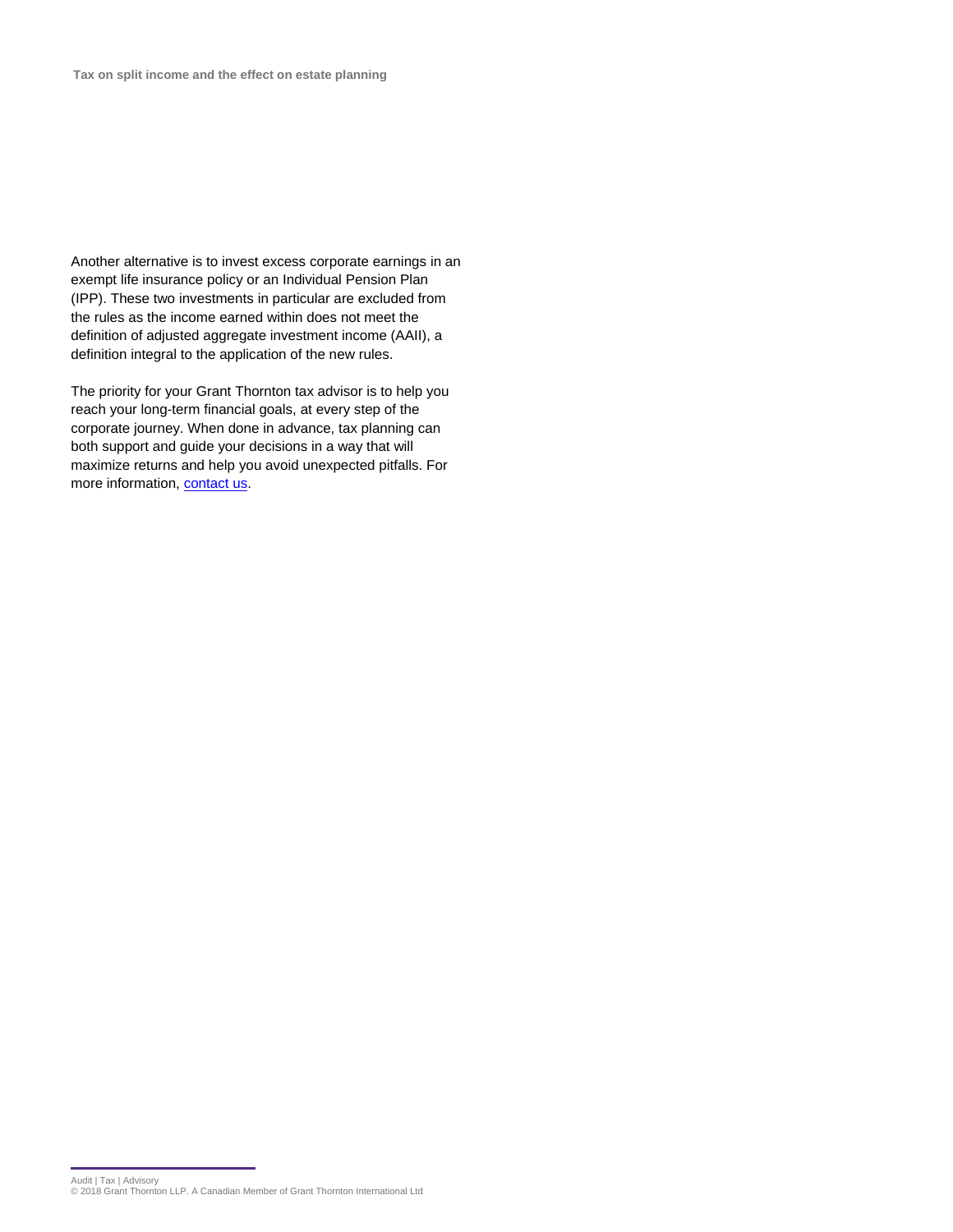Another alternative is to invest excess corporate earnings in an exempt life insurance policy or an Individual Pension Plan (IPP). These two investments in particular are excluded from the rules as the income earned within does not meet the definition of adjusted aggregate investment income (AAII), a definition integral to the application of the new rules.

The priority for your Grant Thornton tax advisor is to help you reach your long-term financial goals, at every step of the corporate journey. When done in advance, tax planning can both support and guide your decisions in a way that will maximize returns and help you avoid unexpected pitfalls. For more information, contact us.

Audit | Tax | Advisory
© 2018 Grant Thornton LLP. A Canadian Member of Grant Thornton International Ltd